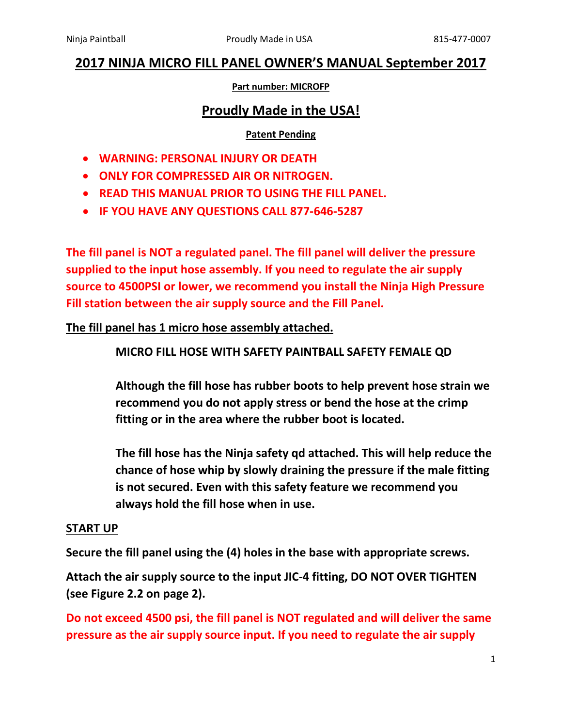# 2017 NINJA MICRO FILL PANEL OWNER'S MANUAL September 2017

**Part number: MICROFP**

## Proudly Made in the USA!

**Patent Pending**

- **WARNING: PERSONAL INJURY OR DEATH**
- **ONLY FOR COMPRESSED AIR OR NITROGEN.**
- **READ THIS MANUAL PRIOR TO USING THE FILL PANEL.**
- **IF YOU HAVE ANY QUESTIONS CALL 877-646-5287**

**The fill panel is NOT a regulated panel. The fill panel will deliver the pressure supplied to the input hose assembly. If you need to regulate the air supply source to 4500PSI or lower, we recommend you install the Ninja High Pressure Fill station between the air supply source and the Fill Panel.**

**The fill panel has 1 micro hose assembly attached.**

> **MICRO FILL HOSE WITH SAFETY PAINTBALL SAFETY FEMALE QD**
>
> **Although the fill hose has rubber boots to help prevent hose strain we recommend you do not apply stress or bend the hose at the crimp fitting or in the area where the rubber boot is located.**
>
> **The fill hose has the Ninja safety qd attached. This will help reduce the chance of hose whip by slowly draining the pressure if the male fitting is not secured. Even with this safety feature we recommend you always hold the fill hose when in use.**

**START UP**

**Secure the fill panel using the (4) holes in the base with appropriate screws.**

**Attach the air supply source to the input JIC-4 fitting, DO NOT OVER TIGHTEN (see Figure 2.2 on page 2).**

**Do not exceed 4500 psi, the fill panel is NOT regulated and will deliver the same pressure as the air supply source input. If you need to regulate the air supply**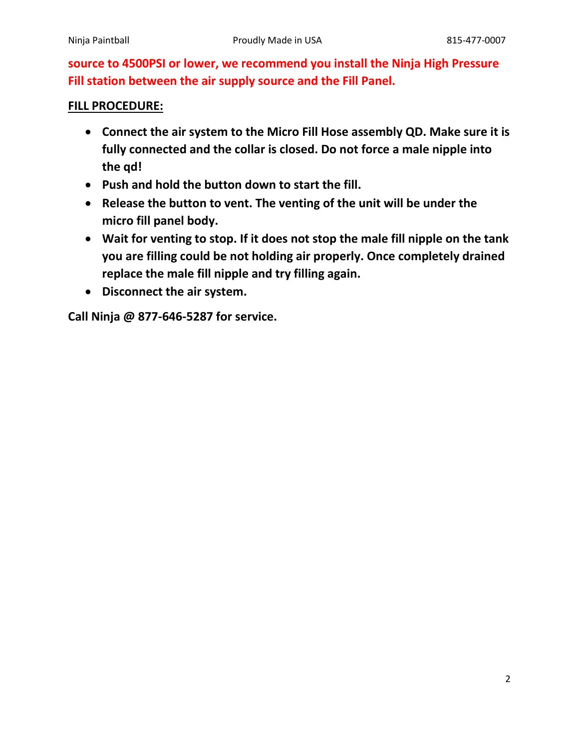**source to 4500PSI or lower, we recommend you install the Ninja High Pressure Fill station between the air supply source and the Fill Panel.**

**FILL PROCEDURE:**

- **Connect the air system to the Micro Fill Hose assembly QD. Make sure it is fully connected and the collar is closed. Do not force a male nipple into the qd!**
- **Push and hold the button down to start the fill.**
- **Release the button to vent. The venting of the unit will be under the micro fill panel body.**
- **Wait for venting to stop. If it does not stop the male fill nipple on the tank you are filling could be not holding air properly. Once completely drained replace the male fill nipple and try filling again.**
- **Disconnect the air system.**

**Call Ninja @ 877-646-5287 for service.**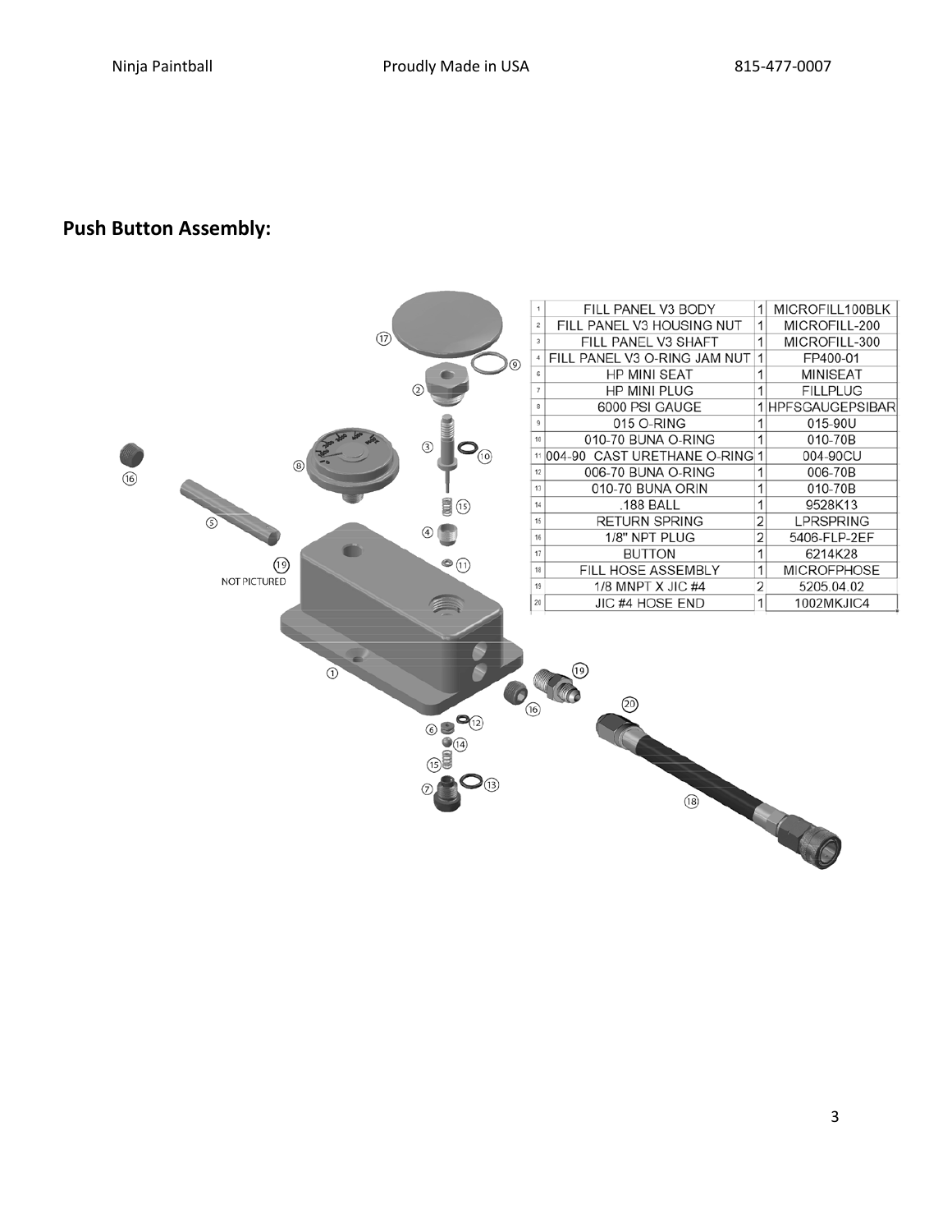## Push Button Assembly:

| # | Description | Qty | Part Number |
|---|---|---|---|
| 1 | FILL PANEL V3 BODY | 1 | MICROFILL100BLK |
| 2 | FILL PANEL V3 HOUSING NUT | 1 | MICROFILL-200 |
| 3 | FILL PANEL V3 SHAFT | 1 | MICROFILL-300 |
| 4 | FILL PANEL V3 O-RING JAM NUT | 1 | FP400-01 |
| 6 | HP MINI SEAT | 1 | MINISEAT |
| 7 | HP MINI PLUG | 1 | FILLPLUG |
| 8 | 6000 PSI GAUGE | 1 | HPFSGAUGEPSIBAR |
| 9 | 015 O-RING | 1 | 015-90U |
| 10 | 010-70 BUNA O-RING | 1 | 010-70B |
| 11 | 004-90 CAST URETHANE O-RING | 1 | 004-90CU |
| 12 | 006-70 BUNA O-RING | 1 | 006-70B |
| 13 | 010-70 BUNA ORIN | 1 | 010-70B |
| 14 | .188 BALL | 1 | 9528K13 |
| 15 | RETURN SPRING | 2 | LPRSPRING |
| 16 | 1/8" NPT PLUG | 2 | 5406-FLP-2EF |
| 17 | BUTTON | 1 | 6214K28 |
| 18 | FILL HOSE ASSEMBLY | 1 | MICROFPHOSE |
| 19 | 1/8 MNPT X JIC #4 | 2 | 5205.04.02 |
| 20 | JIC #4 HOSE END | 1 | 1002MKJIC4 |

19 NOT PICTURED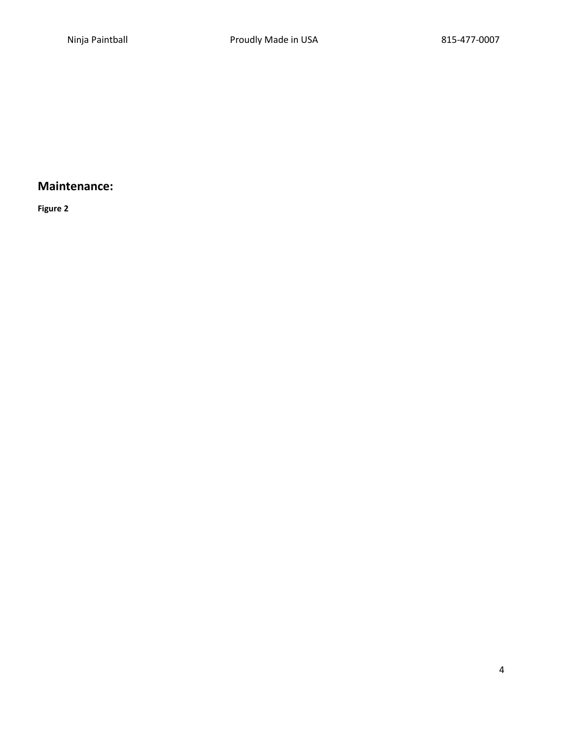## Maintenance:

**Figure 2**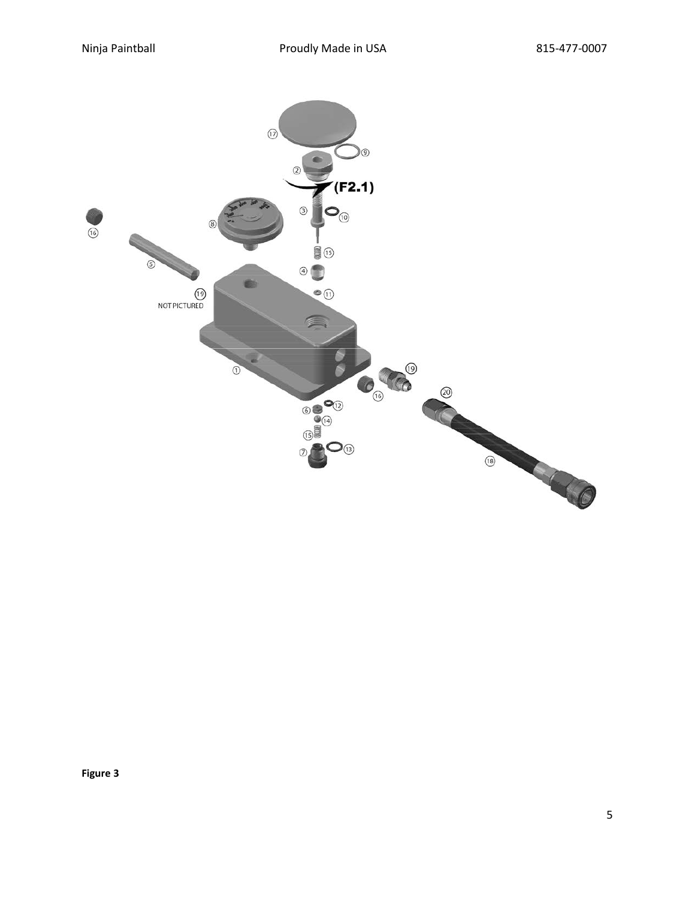**Figure 3**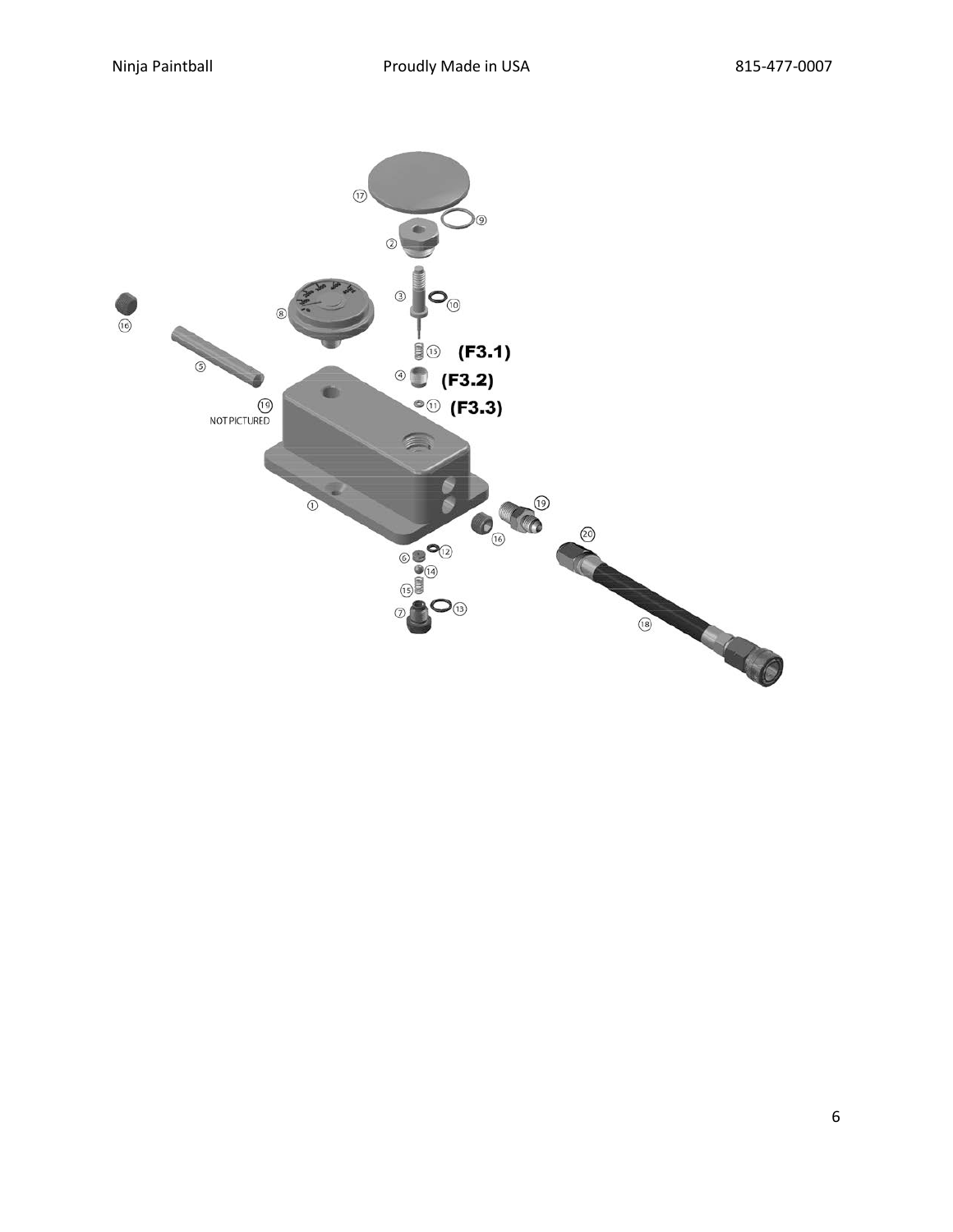(F3.1)

(F3.2)

(F3.3)

19 NOT PICTURED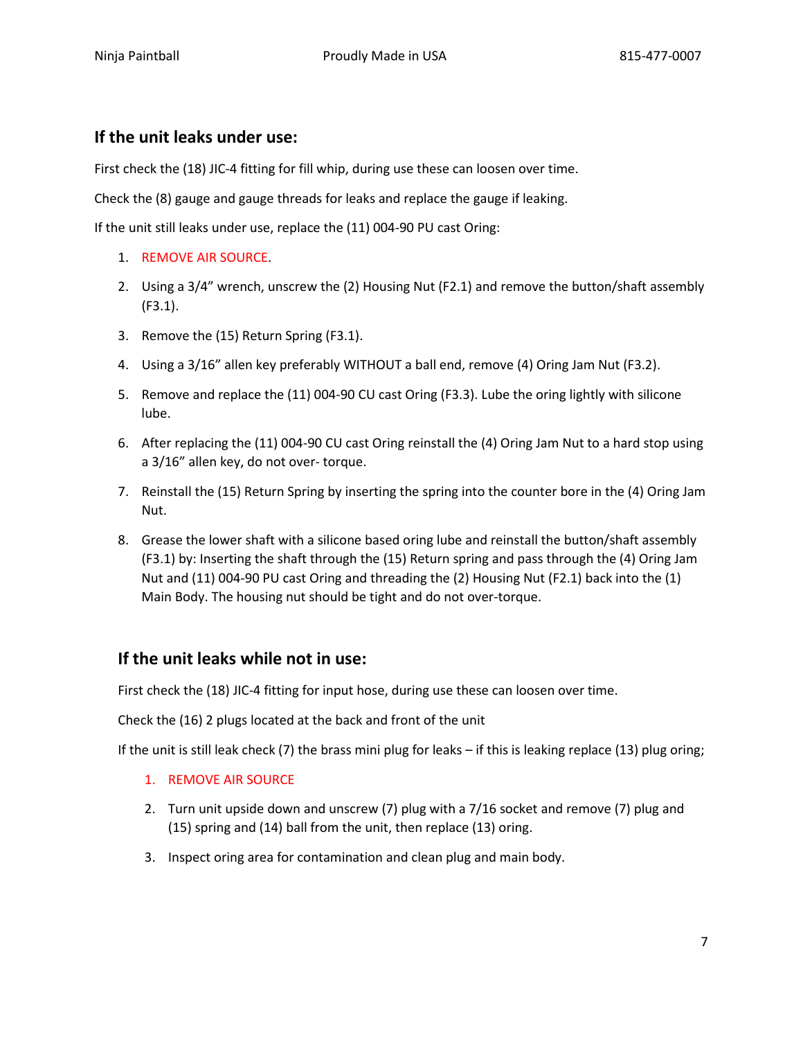## If the unit leaks under use:

First check the (18) JIC-4 fitting for fill whip, during use these can loosen over time.

Check the (8) gauge and gauge threads for leaks and replace the gauge if leaking.

If the unit still leaks under use, replace the (11) 004-90 PU cast Oring:

1. REMOVE AIR SOURCE.
2. Using a 3/4" wrench, unscrew the (2) Housing Nut (F2.1) and remove the button/shaft assembly (F3.1).
3. Remove the (15) Return Spring (F3.1).
4. Using a 3/16" allen key preferably WITHOUT a ball end, remove (4) Oring Jam Nut (F3.2).
5. Remove and replace the (11) 004-90 CU cast Oring (F3.3). Lube the oring lightly with silicone lube.
6. After replacing the (11) 004-90 CU cast Oring reinstall the (4) Oring Jam Nut to a hard stop using a 3/16" allen key, do not over- torque.
7. Reinstall the (15) Return Spring by inserting the spring into the counter bore in the (4) Oring Jam Nut.
8. Grease the lower shaft with a silicone based oring lube and reinstall the button/shaft assembly (F3.1) by: Inserting the shaft through the (15) Return spring and pass through the (4) Oring Jam Nut and (11) 004-90 PU cast Oring and threading the (2) Housing Nut (F2.1) back into the (1) Main Body. The housing nut should be tight and do not over-torque.

## If the unit leaks while not in use:

First check the (18) JIC-4 fitting for input hose, during use these can loosen over time.

Check the (16) 2 plugs located at the back and front of the unit

If the unit is still leak check (7) the brass mini plug for leaks – if this is leaking replace (13) plug oring;

1. REMOVE AIR SOURCE
2. Turn unit upside down and unscrew (7) plug with a 7/16 socket and remove (7) plug and (15) spring and (14) ball from the unit, then replace (13) oring.
3. Inspect oring area for contamination and clean plug and main body.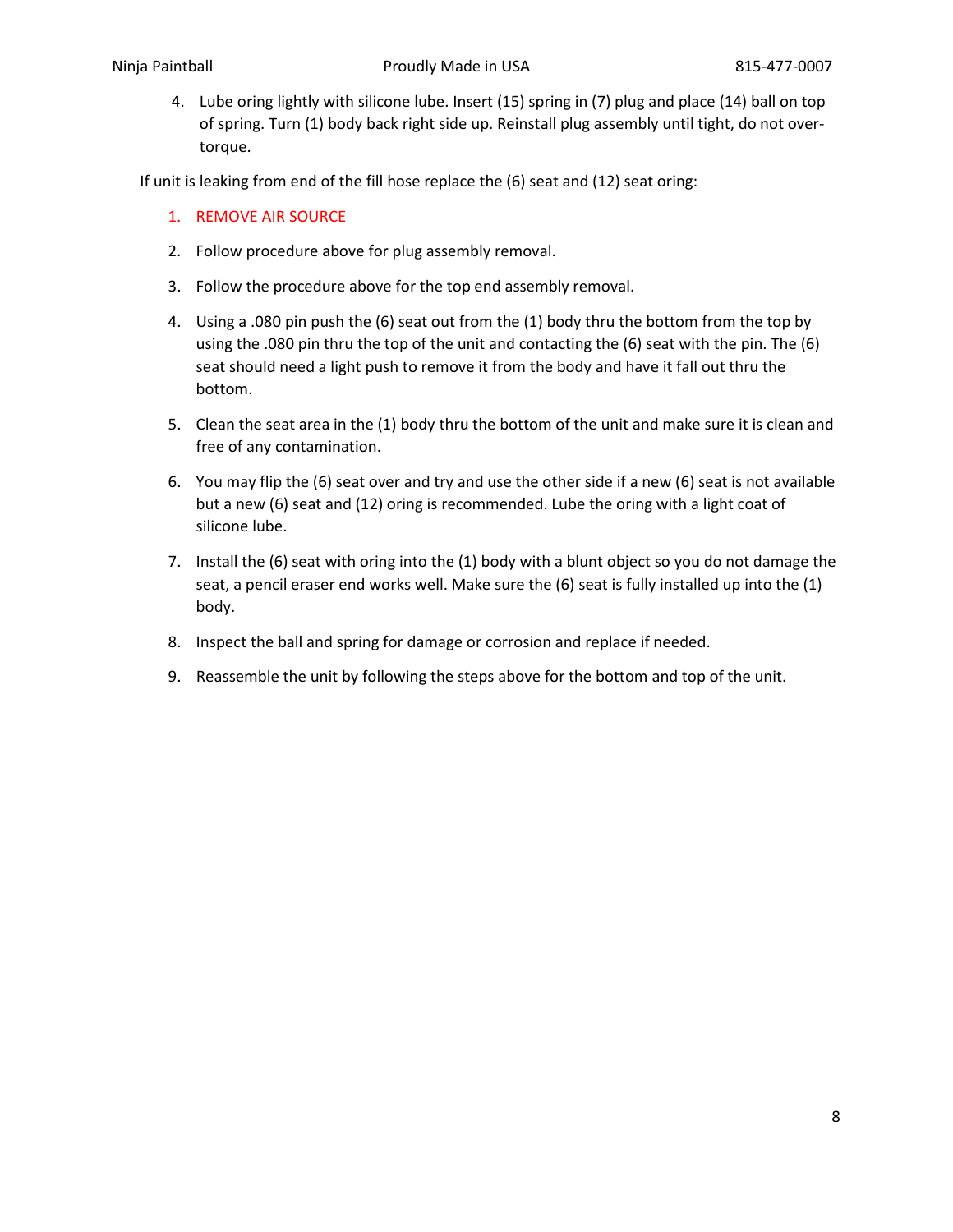4. Lube oring lightly with silicone lube. Insert (15) spring in (7) plug and place (14) ball on top of spring. Turn (1) body back right side up. Reinstall plug assembly until tight, do not over-torque.

If unit is leaking from end of the fill hose replace the (6) seat and (12) seat oring:

1. REMOVE AIR SOURCE
2. Follow procedure above for plug assembly removal.
3. Follow the procedure above for the top end assembly removal.
4. Using a .080 pin push the (6) seat out from the (1) body thru the bottom from the top by using the .080 pin thru the top of the unit and contacting the (6) seat with the pin. The (6) seat should need a light push to remove it from the body and have it fall out thru the bottom.
5. Clean the seat area in the (1) body thru the bottom of the unit and make sure it is clean and free of any contamination.
6. You may flip the (6) seat over and try and use the other side if a new (6) seat is not available but a new (6) seat and (12) oring is recommended. Lube the oring with a light coat of silicone lube.
7. Install the (6) seat with oring into the (1) body with a blunt object so you do not damage the seat, a pencil eraser end works well. Make sure the (6) seat is fully installed up into the (1) body.
8. Inspect the ball and spring for damage or corrosion and replace if needed.
9. Reassemble the unit by following the steps above for the bottom and top of the unit.